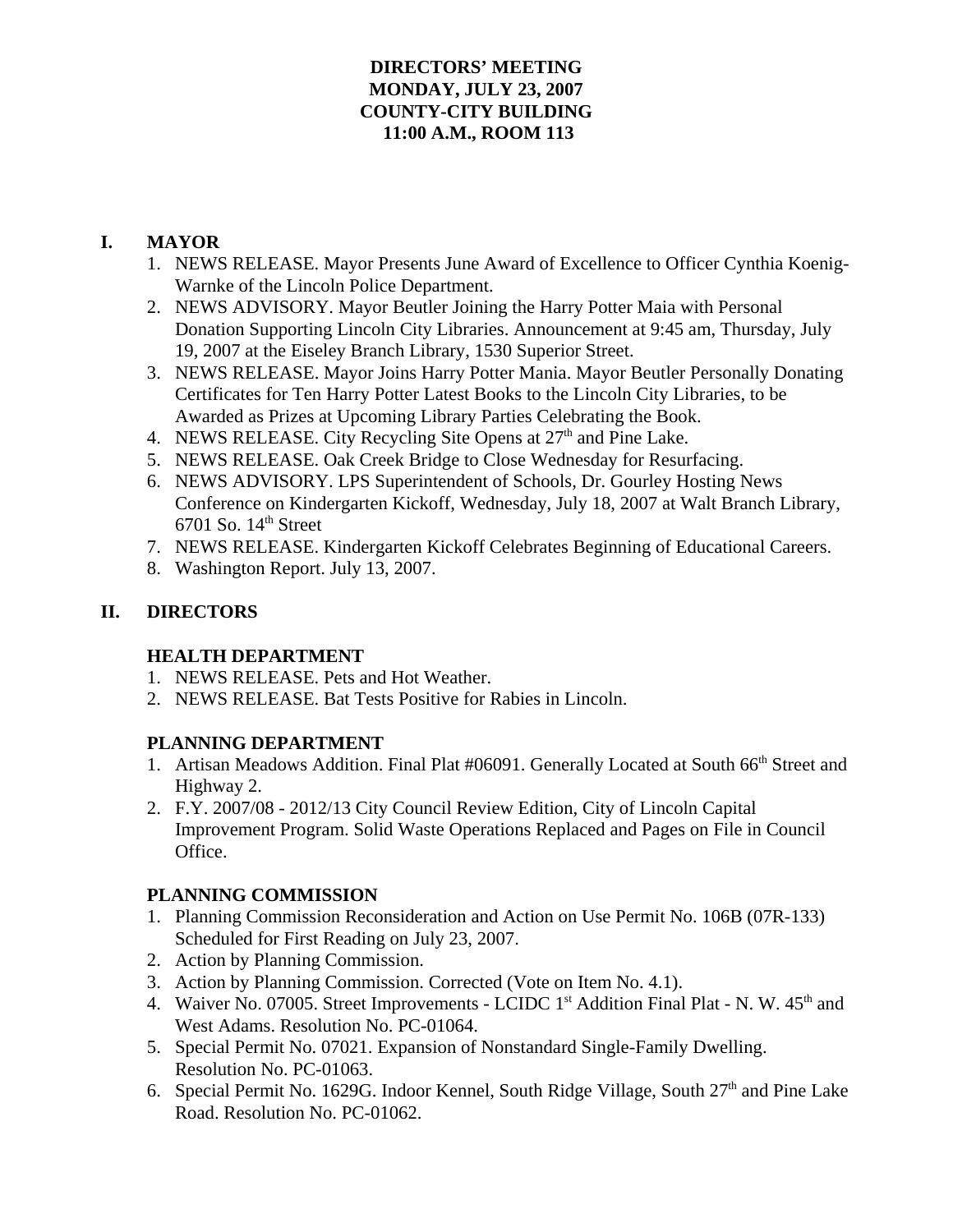**DIRECTORS' MEETING**
**MONDAY, JULY 23, 2007**
**COUNTY-CITY BUILDING**
**11:00 A.M., ROOM 113**

## I. MAYOR

1. NEWS RELEASE. Mayor Presents June Award of Excellence to Officer Cynthia Koenig-Warnke of the Lincoln Police Department.
2. NEWS ADVISORY. Mayor Beutler Joining the Harry Potter Maia with Personal Donation Supporting Lincoln City Libraries. Announcement at 9:45 am, Thursday, July 19, 2007 at the Eiseley Branch Library, 1530 Superior Street.
3. NEWS RELEASE. Mayor Joins Harry Potter Mania. Mayor Beutler Personally Donating Certificates for Ten Harry Potter Latest Books to the Lincoln City Libraries, to be Awarded as Prizes at Upcoming Library Parties Celebrating the Book.
4. NEWS RELEASE. City Recycling Site Opens at 27th and Pine Lake.
5. NEWS RELEASE. Oak Creek Bridge to Close Wednesday for Resurfacing.
6. NEWS ADVISORY. LPS Superintendent of Schools, Dr. Gourley Hosting News Conference on Kindergarten Kickoff, Wednesday, July 18, 2007 at Walt Branch Library, 6701 So. 14th Street
7. NEWS RELEASE. Kindergarten Kickoff Celebrates Beginning of Educational Careers.
8. Washington Report. July 13, 2007.

## II. DIRECTORS

### HEALTH DEPARTMENT

1. NEWS RELEASE. Pets and Hot Weather.
2. NEWS RELEASE. Bat Tests Positive for Rabies in Lincoln.

### PLANNING DEPARTMENT

1. Artisan Meadows Addition. Final Plat #06091. Generally Located at South 66th Street and Highway 2.
2. F.Y. 2007/08 - 2012/13 City Council Review Edition, City of Lincoln Capital Improvement Program. Solid Waste Operations Replaced and Pages on File in Council Office.

### PLANNING COMMISSION

1. Planning Commission Reconsideration and Action on Use Permit No. 106B (07R-133) Scheduled for First Reading on July 23, 2007.
2. Action by Planning Commission.
3. Action by Planning Commission. Corrected (Vote on Item No. 4.1).
4. Waiver No. 07005. Street Improvements - LCIDC 1st Addition Final Plat - N. W. 45th and West Adams. Resolution No. PC-01064.
5. Special Permit No. 07021. Expansion of Nonstandard Single-Family Dwelling. Resolution No. PC-01063.
6. Special Permit No. 1629G. Indoor Kennel, South Ridge Village, South 27th and Pine Lake Road. Resolution No. PC-01062.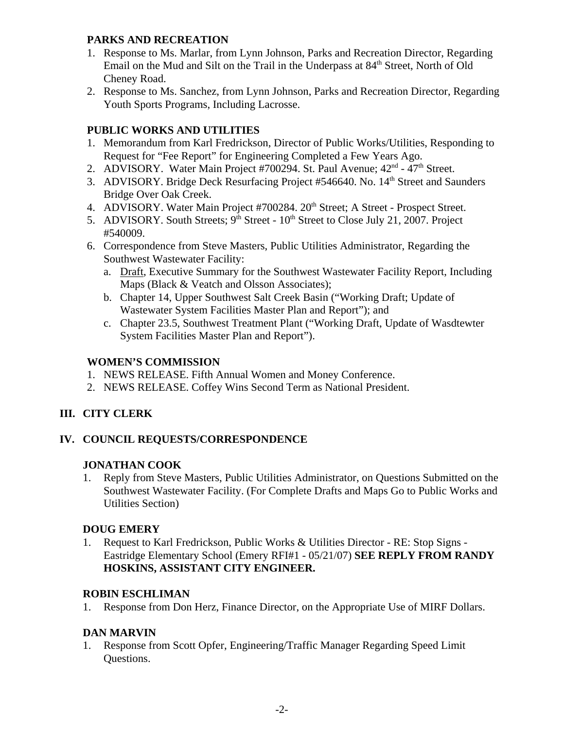**PARKS AND RECREATION**

1. Response to Ms. Marlar, from Lynn Johnson, Parks and Recreation Director, Regarding Email on the Mud and Silt on the Trail in the Underpass at 84th Street, North of Old Cheney Road.
2. Response to Ms. Sanchez, from Lynn Johnson, Parks and Recreation Director, Regarding Youth Sports Programs, Including Lacrosse.

**PUBLIC WORKS AND UTILITIES**

1. Memorandum from Karl Fredrickson, Director of Public Works/Utilities, Responding to Request for "Fee Report" for Engineering Completed a Few Years Ago.
2. ADVISORY. Water Main Project #700294. St. Paul Avenue; 42nd - 47th Street.
3. ADVISORY. Bridge Deck Resurfacing Project #546640. No. 14th Street and Saunders Bridge Over Oak Creek.
4. ADVISORY. Water Main Project #700284. 20th Street; A Street - Prospect Street.
5. ADVISORY. South Streets; 9th Street - 10th Street to Close July 21, 2007. Project #540009.
6. Correspondence from Steve Masters, Public Utilities Administrator, Regarding the Southwest Wastewater Facility:
   a. Draft, Executive Summary for the Southwest Wastewater Facility Report, Including Maps (Black & Veatch and Olsson Associates);
   b. Chapter 14, Upper Southwest Salt Creek Basin ("Working Draft; Update of Wastewater System Facilities Master Plan and Report"); and
   c. Chapter 23.5, Southwest Treatment Plant ("Working Draft, Update of Wasdtewter System Facilities Master Plan and Report").

**WOMEN'S COMMISSION**

1. NEWS RELEASE. Fifth Annual Women and Money Conference.
2. NEWS RELEASE. Coffey Wins Second Term as National President.

## III. CITY CLERK

## IV. COUNCIL REQUESTS/CORRESPONDENCE

**JONATHAN COOK**

1. Reply from Steve Masters, Public Utilities Administrator, on Questions Submitted on the Southwest Wastewater Facility. (For Complete Drafts and Maps Go to Public Works and Utilities Section)

**DOUG EMERY**

1. Request to Karl Fredrickson, Public Works & Utilities Director - RE: Stop Signs - Eastridge Elementary School (Emery RFI#1 - 05/21/07) **SEE REPLY FROM RANDY HOSKINS, ASSISTANT CITY ENGINEER.**

**ROBIN ESCHLIMAN**

1. Response from Don Herz, Finance Director, on the Appropriate Use of MIRF Dollars.

**DAN MARVIN**

1. Response from Scott Opfer, Engineering/Traffic Manager Regarding Speed Limit Questions.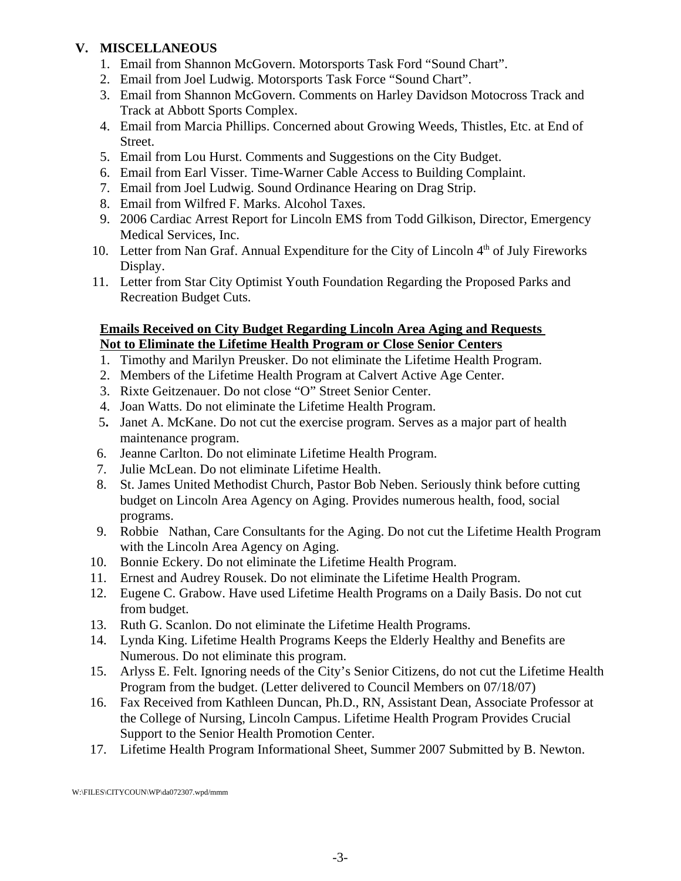## V. MISCELLANEOUS

1. Email from Shannon McGovern. Motorsports Task Ford “Sound Chart”.
2. Email from Joel Ludwig. Motorsports Task Force “Sound Chart”.
3. Email from Shannon McGovern. Comments on Harley Davidson Motocross Track and Track at Abbott Sports Complex.
4. Email from Marcia Phillips. Concerned about Growing Weeds, Thistles, Etc. at End of Street.
5. Email from Lou Hurst. Comments and Suggestions on the City Budget.
6. Email from Earl Visser. Time-Warner Cable Access to Building Complaint.
7. Email from Joel Ludwig. Sound Ordinance Hearing on Drag Strip.
8. Email from Wilfred F. Marks. Alcohol Taxes.
9. 2006 Cardiac Arrest Report for Lincoln EMS from Todd Gilkison, Director, Emergency Medical Services, Inc.
10. Letter from Nan Graf. Annual Expenditure for the City of Lincoln 4th of July Fireworks Display.
11. Letter from Star City Optimist Youth Foundation Regarding the Proposed Parks and Recreation Budget Cuts.

**Emails Received on City Budget Regarding Lincoln Area Aging and Requests Not to Eliminate the Lifetime Health Program or Close Senior Centers**

1. Timothy and Marilyn Preusker. Do not eliminate the Lifetime Health Program.
2. Members of the Lifetime Health Program at Calvert Active Age Center.
3. Rixte Geitzenauer. Do not close “O” Street Senior Center.
4. Joan Watts. Do not eliminate the Lifetime Health Program.
5. Janet A. McKane. Do not cut the exercise program. Serves as a major part of health maintenance program.
6. Jeanne Carlton. Do not eliminate Lifetime Health Program.
7. Julie McLean. Do not eliminate Lifetime Health.
8. St. James United Methodist Church, Pastor Bob Neben. Seriously think before cutting budget on Lincoln Area Agency on Aging. Provides numerous health, food, social programs.
9. Robbie Nathan, Care Consultants for the Aging. Do not cut the Lifetime Health Program with the Lincoln Area Agency on Aging.
10. Bonnie Eckery. Do not eliminate the Lifetime Health Program.
11. Ernest and Audrey Rousek. Do not eliminate the Lifetime Health Program.
12. Eugene C. Grabow. Have used Lifetime Health Programs on a Daily Basis. Do not cut from budget.
13. Ruth G. Scanlon. Do not eliminate the Lifetime Health Programs.
14. Lynda King. Lifetime Health Programs Keeps the Elderly Healthy and Benefits are Numerous. Do not eliminate this program.
15. Arlyss E. Felt. Ignoring needs of the City’s Senior Citizens, do not cut the Lifetime Health Program from the budget. (Letter delivered to Council Members on 07/18/07)
16. Fax Received from Kathleen Duncan, Ph.D., RN, Assistant Dean, Associate Professor at the College of Nursing, Lincoln Campus. Lifetime Health Program Provides Crucial Support to the Senior Health Promotion Center.
17. Lifetime Health Program Informational Sheet, Summer 2007 Submitted by B. Newton.

W:\FILES\CITYCOUN\WP\da072307.wpd/mmm